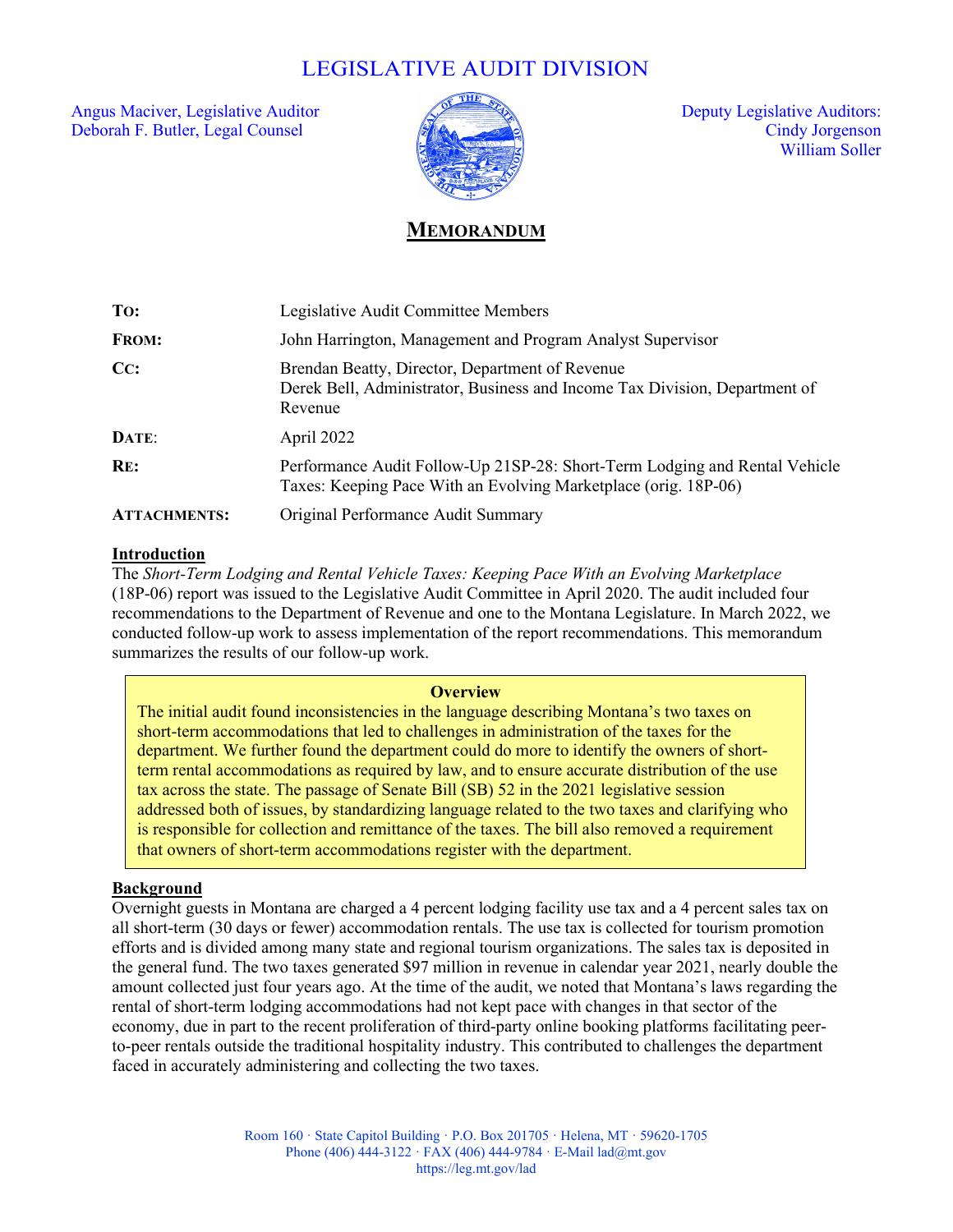# LEGISLATIVE AUDIT DIVISION

Angus Maciver, Legislative Auditor
Deborah F. Butler, Legal Counsel

Deputy Legislative Auditors:
Cindy Jorgenson
William Soller

## MEMORANDUM

| | |
|---|---|
| **TO:** | Legislative Audit Committee Members |
| **FROM:** | John Harrington, Management and Program Analyst Supervisor |
| **CC:** | Brendan Beatty, Director, Department of Revenue<br>Derek Bell, Administrator, Business and Income Tax Division, Department of Revenue |
| **DATE:** | April 2022 |
| **RE:** | Performance Audit Follow-Up 21SP-28: Short-Term Lodging and Rental Vehicle Taxes: Keeping Pace With an Evolving Marketplace (orig. 18P-06) |
| **ATTACHMENTS:** | Original Performance Audit Summary |

### Introduction

The *Short-Term Lodging and Rental Vehicle Taxes: Keeping Pace With an Evolving Marketplace* (18P-06) report was issued to the Legislative Audit Committee in April 2020. The audit included four recommendations to the Department of Revenue and one to the Montana Legislature. In March 2022, we conducted follow-up work to assess implementation of the report recommendations. This memorandum summarizes the results of our follow-up work.

> **Overview**
>
> The initial audit found inconsistencies in the language describing Montana's two taxes on short-term accommodations that led to challenges in administration of the taxes for the department. We further found the department could do more to identify the owners of short-term rental accommodations as required by law, and to ensure accurate distribution of the use tax across the state. The passage of Senate Bill (SB) 52 in the 2021 legislative session addressed both of issues, by standardizing language related to the two taxes and clarifying who is responsible for collection and remittance of the taxes. The bill also removed a requirement that owners of short-term accommodations register with the department.

### Background

Overnight guests in Montana are charged a 4 percent lodging facility use tax and a 4 percent sales tax on all short-term (30 days or fewer) accommodation rentals. The use tax is collected for tourism promotion efforts and is divided among many state and regional tourism organizations. The sales tax is deposited in the general fund. The two taxes generated $97 million in revenue in calendar year 2021, nearly double the amount collected just four years ago. At the time of the audit, we noted that Montana's laws regarding the rental of short-term lodging accommodations had not kept pace with changes in that sector of the economy, due in part to the recent proliferation of third-party online booking platforms facilitating peer-to-peer rentals outside the traditional hospitality industry. This contributed to challenges the department faced in accurately administering and collecting the two taxes.

Room 160 · State Capitol Building · P.O. Box 201705 · Helena, MT · 59620-1705
Phone (406) 444-3122 · FAX (406) 444-9784 · E-Mail lad@mt.gov
https://leg.mt.gov/lad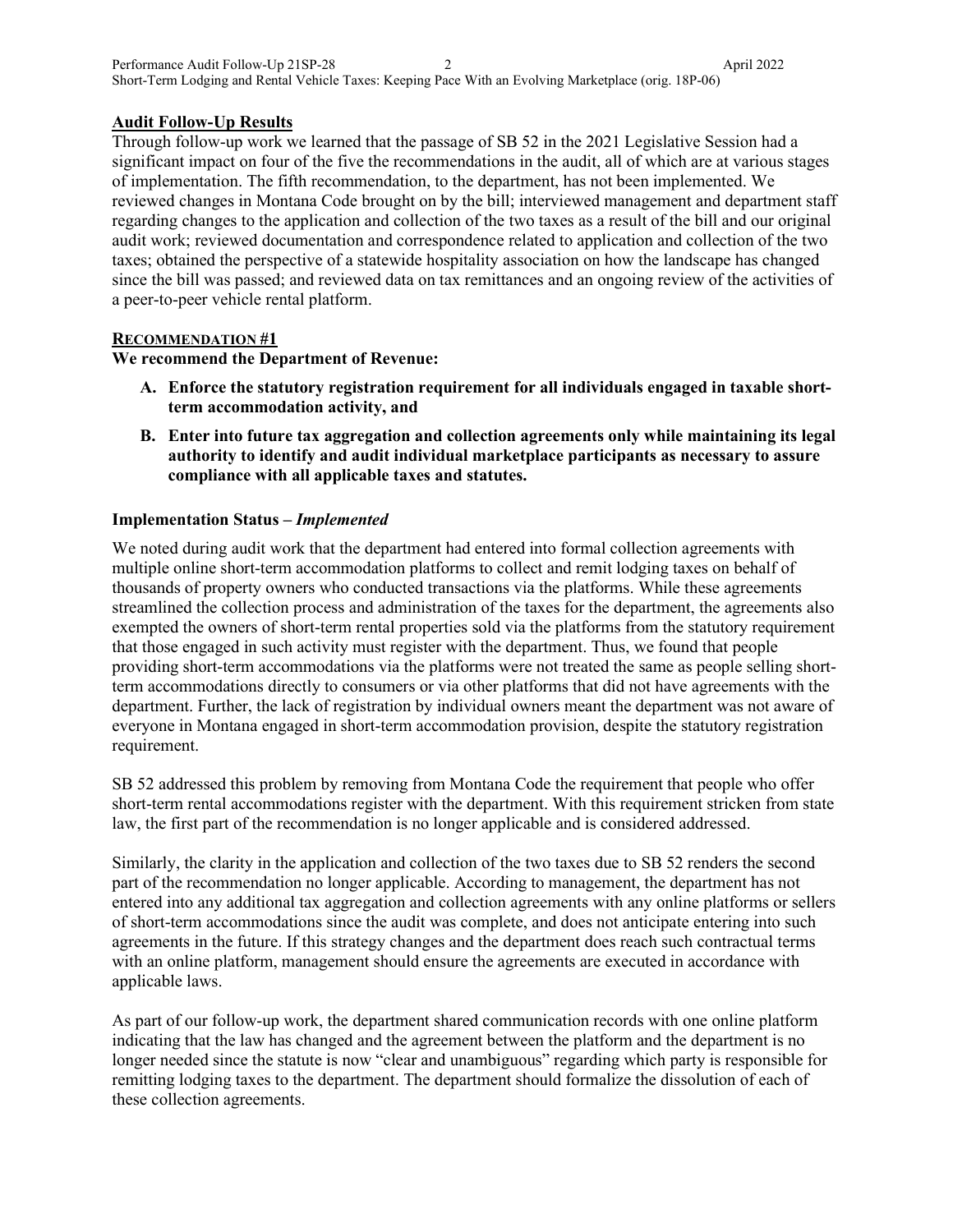## Audit Follow-Up Results

Through follow-up work we learned that the passage of SB 52 in the 2021 Legislative Session had a significant impact on four of the five the recommendations in the audit, all of which are at various stages of implementation. The fifth recommendation, to the department, has not been implemented. We reviewed changes in Montana Code brought on by the bill; interviewed management and department staff regarding changes to the application and collection of the two taxes as a result of the bill and our original audit work; reviewed documentation and correspondence related to application and collection of the two taxes; obtained the perspective of a statewide hospitality association on how the landscape has changed since the bill was passed; and reviewed data on tax remittances and an ongoing review of the activities of a peer-to-peer vehicle rental platform.

### RECOMMENDATION #1

**We recommend the Department of Revenue:**

- **A. Enforce the statutory registration requirement for all individuals engaged in taxable short-term accommodation activity, and**
- **B. Enter into future tax aggregation and collection agreements only while maintaining its legal authority to identify and audit individual marketplace participants as necessary to assure compliance with all applicable taxes and statutes.**

### Implementation Status – *Implemented*

We noted during audit work that the department had entered into formal collection agreements with multiple online short-term accommodation platforms to collect and remit lodging taxes on behalf of thousands of property owners who conducted transactions via the platforms. While these agreements streamlined the collection process and administration of the taxes for the department, the agreements also exempted the owners of short-term rental properties sold via the platforms from the statutory requirement that those engaged in such activity must register with the department. Thus, we found that people providing short-term accommodations via the platforms were not treated the same as people selling short-term accommodations directly to consumers or via other platforms that did not have agreements with the department. Further, the lack of registration by individual owners meant the department was not aware of everyone in Montana engaged in short-term accommodation provision, despite the statutory registration requirement.

SB 52 addressed this problem by removing from Montana Code the requirement that people who offer short-term rental accommodations register with the department. With this requirement stricken from state law, the first part of the recommendation is no longer applicable and is considered addressed.

Similarly, the clarity in the application and collection of the two taxes due to SB 52 renders the second part of the recommendation no longer applicable. According to management, the department has not entered into any additional tax aggregation and collection agreements with any online platforms or sellers of short-term accommodations since the audit was complete, and does not anticipate entering into such agreements in the future. If this strategy changes and the department does reach such contractual terms with an online platform, management should ensure the agreements are executed in accordance with applicable laws.

As part of our follow-up work, the department shared communication records with one online platform indicating that the law has changed and the agreement between the platform and the department is no longer needed since the statute is now "clear and unambiguous" regarding which party is responsible for remitting lodging taxes to the department. The department should formalize the dissolution of each of these collection agreements.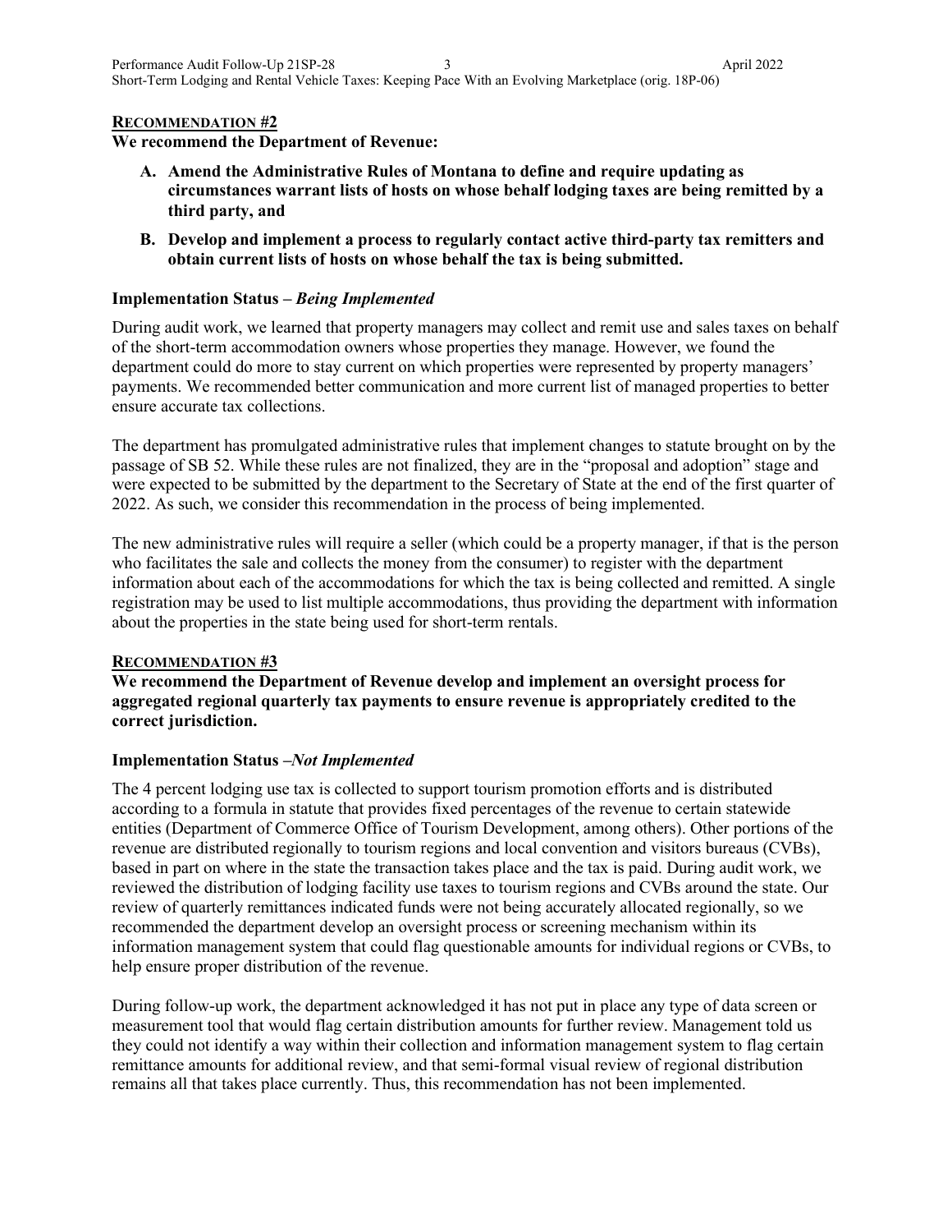**RECOMMENDATION #2**

**We recommend the Department of Revenue:**

**A. Amend the Administrative Rules of Montana to define and require updating as circumstances warrant lists of hosts on whose behalf lodging taxes are being remitted by a third party, and**

**B. Develop and implement a process to regularly contact active third-party tax remitters and obtain current lists of hosts on whose behalf the tax is being submitted.**

**Implementation Status –** ***Being Implemented***

During audit work, we learned that property managers may collect and remit use and sales taxes on behalf of the short-term accommodation owners whose properties they manage. However, we found the department could do more to stay current on which properties were represented by property managers' payments. We recommended better communication and more current list of managed properties to better ensure accurate tax collections.

The department has promulgated administrative rules that implement changes to statute brought on by the passage of SB 52. While these rules are not finalized, they are in the "proposal and adoption" stage and were expected to be submitted by the department to the Secretary of State at the end of the first quarter of 2022. As such, we consider this recommendation in the process of being implemented.

The new administrative rules will require a seller (which could be a property manager, if that is the person who facilitates the sale and collects the money from the consumer) to register with the department information about each of the accommodations for which the tax is being collected and remitted. A single registration may be used to list multiple accommodations, thus providing the department with information about the properties in the state being used for short-term rentals.

**RECOMMENDATION #3**

**We recommend the Department of Revenue develop and implement an oversight process for aggregated regional quarterly tax payments to ensure revenue is appropriately credited to the correct jurisdiction.**

**Implementation Status –*****Not Implemented***

The 4 percent lodging use tax is collected to support tourism promotion efforts and is distributed according to a formula in statute that provides fixed percentages of the revenue to certain statewide entities (Department of Commerce Office of Tourism Development, among others). Other portions of the revenue are distributed regionally to tourism regions and local convention and visitors bureaus (CVBs), based in part on where in the state the transaction takes place and the tax is paid. During audit work, we reviewed the distribution of lodging facility use taxes to tourism regions and CVBs around the state. Our review of quarterly remittances indicated funds were not being accurately allocated regionally, so we recommended the department develop an oversight process or screening mechanism within its information management system that could flag questionable amounts for individual regions or CVBs, to help ensure proper distribution of the revenue.

During follow-up work, the department acknowledged it has not put in place any type of data screen or measurement tool that would flag certain distribution amounts for further review. Management told us they could not identify a way within their collection and information management system to flag certain remittance amounts for additional review, and that semi-formal visual review of regional distribution remains all that takes place currently. Thus, this recommendation has not been implemented.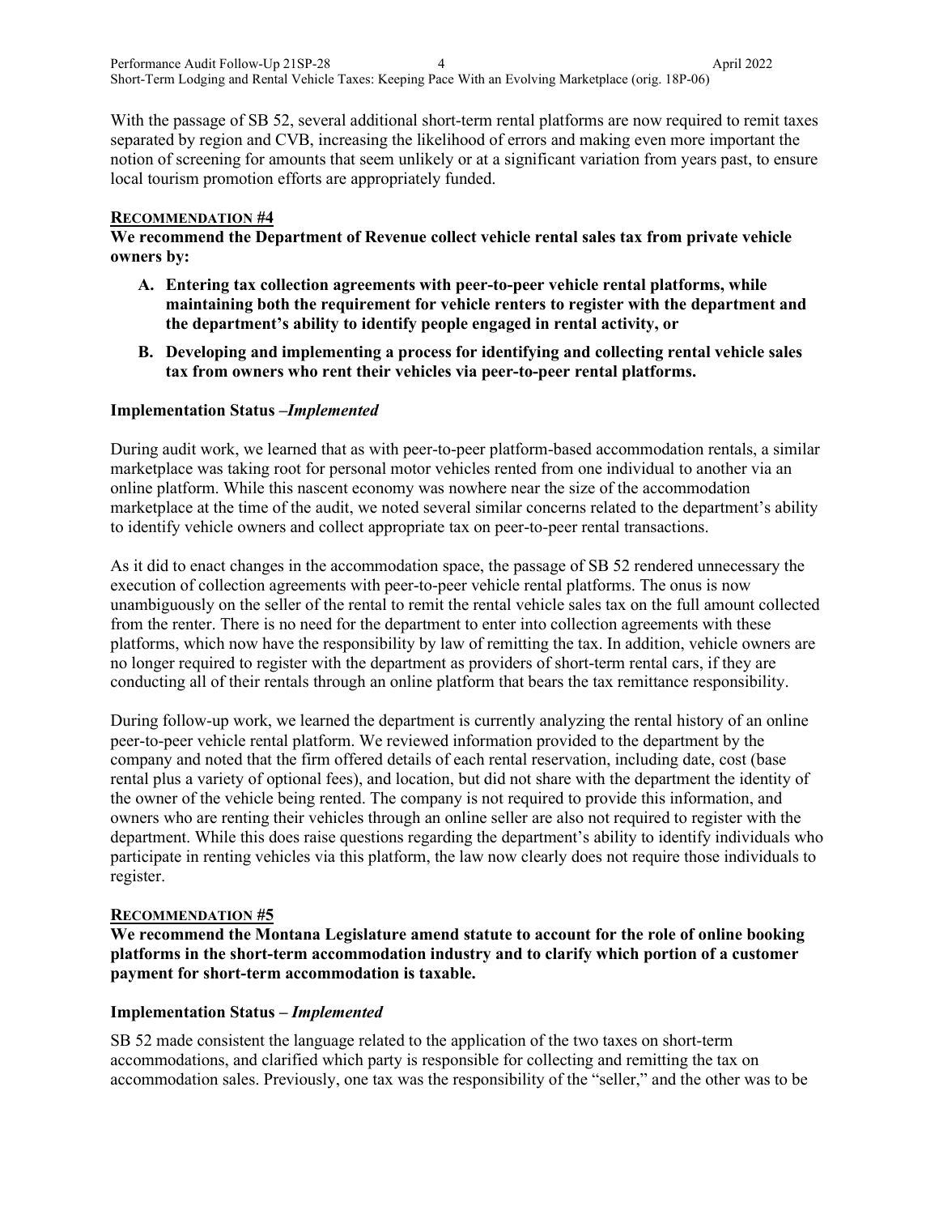With the passage of SB 52, several additional short-term rental platforms are now required to remit taxes separated by region and CVB, increasing the likelihood of errors and making even more important the notion of screening for amounts that seem unlikely or at a significant variation from years past, to ensure local tourism promotion efforts are appropriately funded.

#### RECOMMENDATION #4

**We recommend the Department of Revenue collect vehicle rental sales tax from private vehicle owners by:**

- **A. Entering tax collection agreements with peer-to-peer vehicle rental platforms, while maintaining both the requirement for vehicle renters to register with the department and the department's ability to identify people engaged in rental activity, or**
- **B. Developing and implementing a process for identifying and collecting rental vehicle sales tax from owners who rent their vehicles via peer-to-peer rental platforms.**

**Implementation Status –*Implemented***

During audit work, we learned that as with peer-to-peer platform-based accommodation rentals, a similar marketplace was taking root for personal motor vehicles rented from one individual to another via an online platform. While this nascent economy was nowhere near the size of the accommodation marketplace at the time of the audit, we noted several similar concerns related to the department's ability to identify vehicle owners and collect appropriate tax on peer-to-peer rental transactions.

As it did to enact changes in the accommodation space, the passage of SB 52 rendered unnecessary the execution of collection agreements with peer-to-peer vehicle rental platforms. The onus is now unambiguously on the seller of the rental to remit the rental vehicle sales tax on the full amount collected from the renter. There is no need for the department to enter into collection agreements with these platforms, which now have the responsibility by law of remitting the tax. In addition, vehicle owners are no longer required to register with the department as providers of short-term rental cars, if they are conducting all of their rentals through an online platform that bears the tax remittance responsibility.

During follow-up work, we learned the department is currently analyzing the rental history of an online peer-to-peer vehicle rental platform. We reviewed information provided to the department by the company and noted that the firm offered details of each rental reservation, including date, cost (base rental plus a variety of optional fees), and location, but did not share with the department the identity of the owner of the vehicle being rented. The company is not required to provide this information, and owners who are renting their vehicles through an online seller are also not required to register with the department. While this does raise questions regarding the department's ability to identify individuals who participate in renting vehicles via this platform, the law now clearly does not require those individuals to register.

#### RECOMMENDATION #5

**We recommend the Montana Legislature amend statute to account for the role of online booking platforms in the short-term accommodation industry and to clarify which portion of a customer payment for short-term accommodation is taxable.**

**Implementation Status – *Implemented***

SB 52 made consistent the language related to the application of the two taxes on short-term accommodations, and clarified which party is responsible for collecting and remitting the tax on accommodation sales. Previously, one tax was the responsibility of the "seller," and the other was to be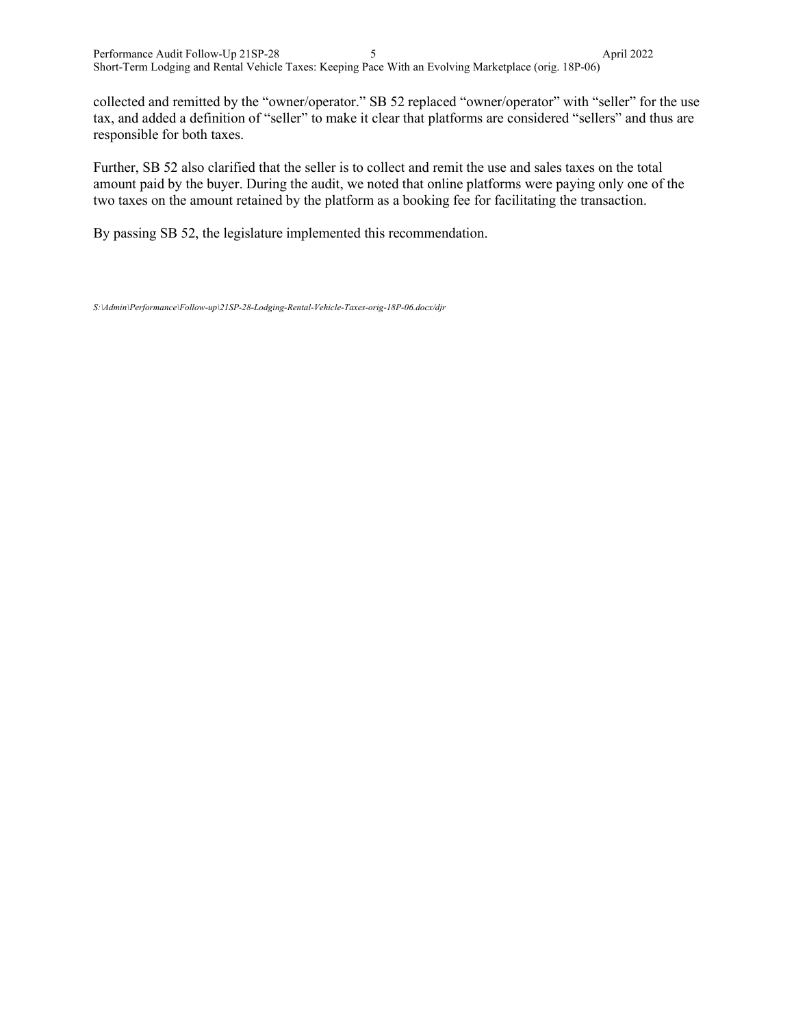collected and remitted by the "owner/operator." SB 52 replaced "owner/operator" with "seller" for the use tax, and added a definition of "seller" to make it clear that platforms are considered "sellers" and thus are responsible for both taxes.

Further, SB 52 also clarified that the seller is to collect and remit the use and sales taxes on the total amount paid by the buyer. During the audit, we noted that online platforms were paying only one of the two taxes on the amount retained by the platform as a booking fee for facilitating the transaction.

By passing SB 52, the legislature implemented this recommendation.

*S:\Admin\Performance\Follow-up\21SP-28-Lodging-Rental-Vehicle-Taxes-orig-18P-06.docx/djr*